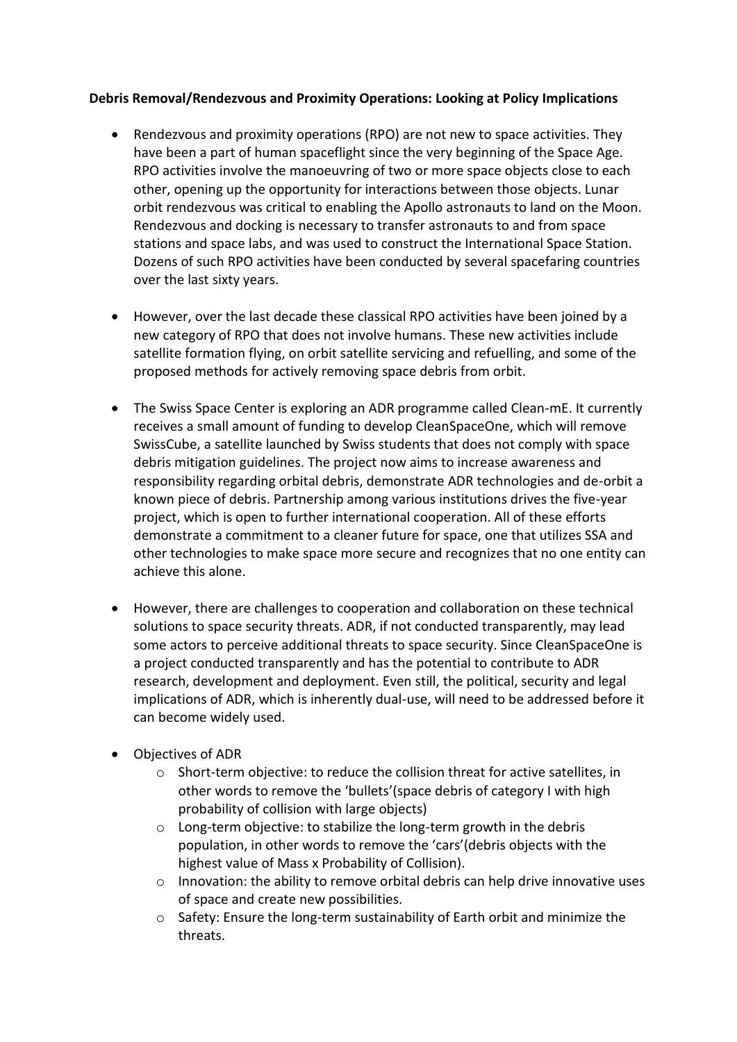**Debris Removal/Rendezvous and Proximity Operations: Looking at Policy Implications**

- Rendezvous and proximity operations (RPO) are not new to space activities. They have been a part of human spaceflight since the very beginning of the Space Age. RPO activities involve the manoeuvring of two or more space objects close to each other, opening up the opportunity for interactions between those objects. Lunar orbit rendezvous was critical to enabling the Apollo astronauts to land on the Moon. Rendezvous and docking is necessary to transfer astronauts to and from space stations and space labs, and was used to construct the International Space Station. Dozens of such RPO activities have been conducted by several spacefaring countries over the last sixty years.

- However, over the last decade these classical RPO activities have been joined by a new category of RPO that does not involve humans. These new activities include satellite formation flying, on orbit satellite servicing and refuelling, and some of the proposed methods for actively removing space debris from orbit.

- The Swiss Space Center is exploring an ADR programme called Clean-mE. It currently receives a small amount of funding to develop CleanSpaceOne, which will remove SwissCube, a satellite launched by Swiss students that does not comply with space debris mitigation guidelines. The project now aims to increase awareness and responsibility regarding orbital debris, demonstrate ADR technologies and de-orbit a known piece of debris. Partnership among various institutions drives the five-year project, which is open to further international cooperation. All of these efforts demonstrate a commitment to a cleaner future for space, one that utilizes SSA and other technologies to make space more secure and recognizes that no one entity can achieve this alone.

- However, there are challenges to cooperation and collaboration on these technical solutions to space security threats. ADR, if not conducted transparently, may lead some actors to perceive additional threats to space security. Since CleanSpaceOne is a project conducted transparently and has the potential to contribute to ADR research, development and deployment. Even still, the political, security and legal implications of ADR, which is inherently dual-use, will need to be addressed before it can become widely used.

- Objectives of ADR
  - Short-term objective: to reduce the collision threat for active satellites, in other words to remove the 'bullets'(space debris of category I with high probability of collision with large objects)
  - Long-term objective: to stabilize the long-term growth in the debris population, in other words to remove the 'cars'(debris objects with the highest value of Mass x Probability of Collision).
  - Innovation: the ability to remove orbital debris can help drive innovative uses of space and create new possibilities.
  - Safety: Ensure the long-term sustainability of Earth orbit and minimize the threats.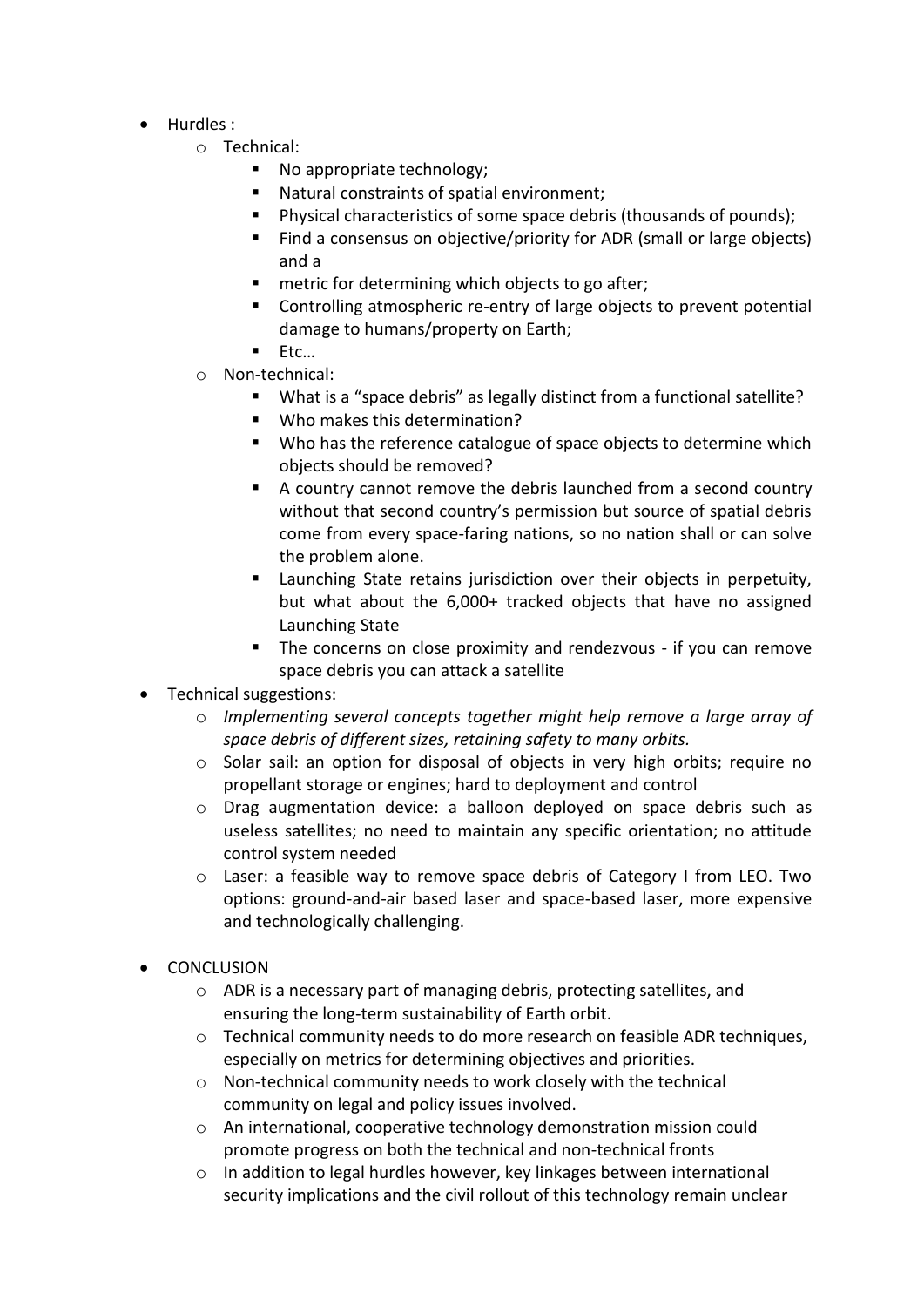- Hurdles :
  - Technical:
    - No appropriate technology;
    - Natural constraints of spatial environment;
    - Physical characteristics of some space debris (thousands of pounds);
    - Find a consensus on objective/priority for ADR (small or large objects) and a
    - metric for determining which objects to go after;
    - Controlling atmospheric re-entry of large objects to prevent potential damage to humans/property on Earth;
    - Etc…
  - Non-technical:
    - What is a "space debris" as legally distinct from a functional satellite?
    - Who makes this determination?
    - Who has the reference catalogue of space objects to determine which objects should be removed?
    - A country cannot remove the debris launched from a second country without that second country's permission but source of spatial debris come from every space-faring nations, so no nation shall or can solve the problem alone.
    - Launching State retains jurisdiction over their objects in perpetuity, but what about the 6,000+ tracked objects that have no assigned Launching State
    - The concerns on close proximity and rendezvous - if you can remove space debris you can attack a satellite
- Technical suggestions:
  - *Implementing several concepts together might help remove a large array of space debris of different sizes, retaining safety to many orbits.*
  - Solar sail: an option for disposal of objects in very high orbits; require no propellant storage or engines; hard to deployment and control
  - Drag augmentation device: a balloon deployed on space debris such as useless satellites; no need to maintain any specific orientation; no attitude control system needed
  - Laser: a feasible way to remove space debris of Category I from LEO. Two options: ground-and-air based laser and space-based laser, more expensive and technologically challenging.

- CONCLUSION
  - ADR is a necessary part of managing debris, protecting satellites, and ensuring the long-term sustainability of Earth orbit.
  - Technical community needs to do more research on feasible ADR techniques, especially on metrics for determining objectives and priorities.
  - Non-technical community needs to work closely with the technical community on legal and policy issues involved.
  - An international, cooperative technology demonstration mission could promote progress on both the technical and non-technical fronts
  - In addition to legal hurdles however, key linkages between international security implications and the civil rollout of this technology remain unclear